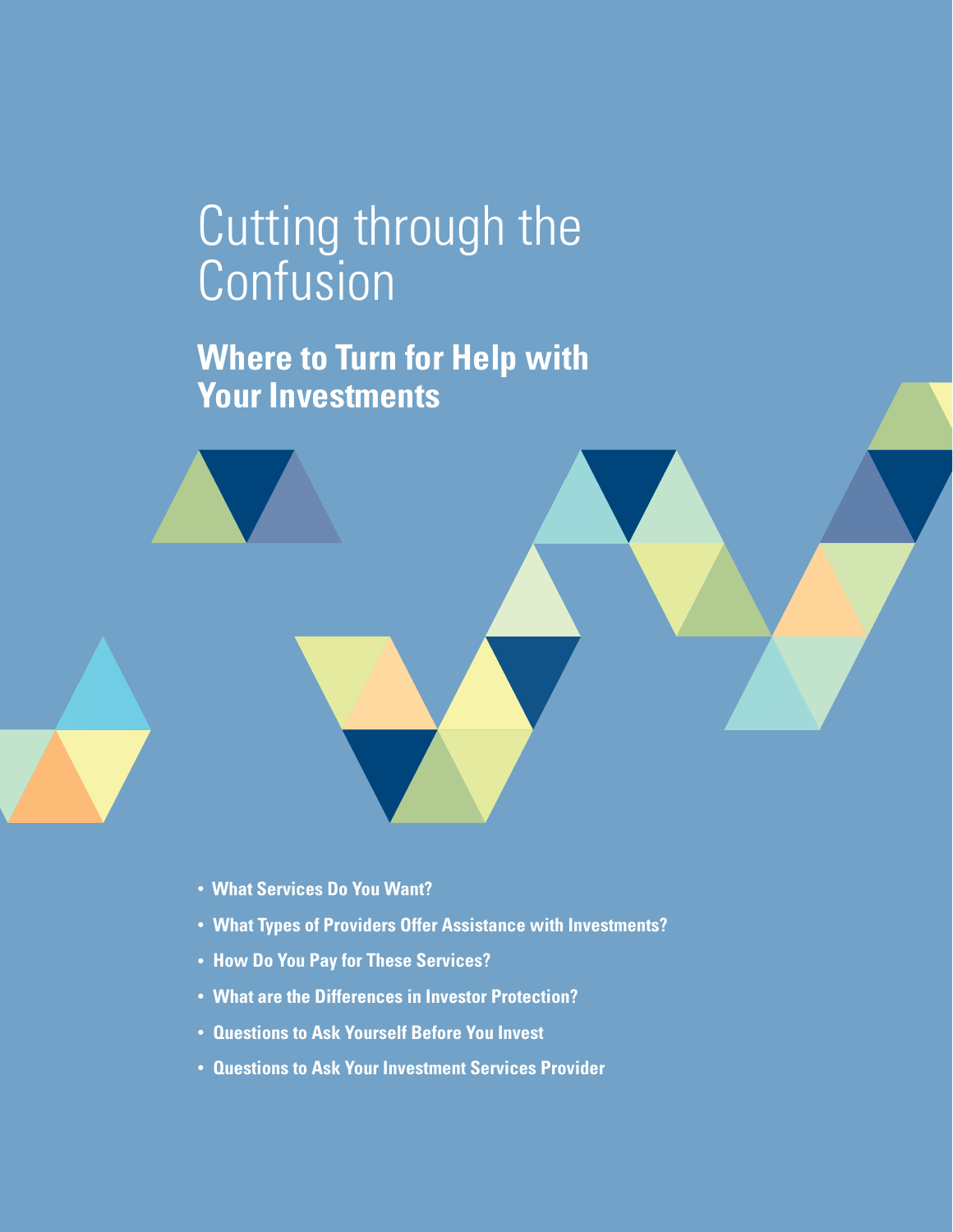# Cutting through the Confusion

## Where to Turn for Help with Your Investments

- What Services Do You Want?
- What Types of Providers Offer Assistance with Investments?
- How Do You Pay for These Services?
- What are the Differences in Investor Protection?
- Questions to Ask Yourself Before You Invest
- Questions to Ask Your Investment Services Provider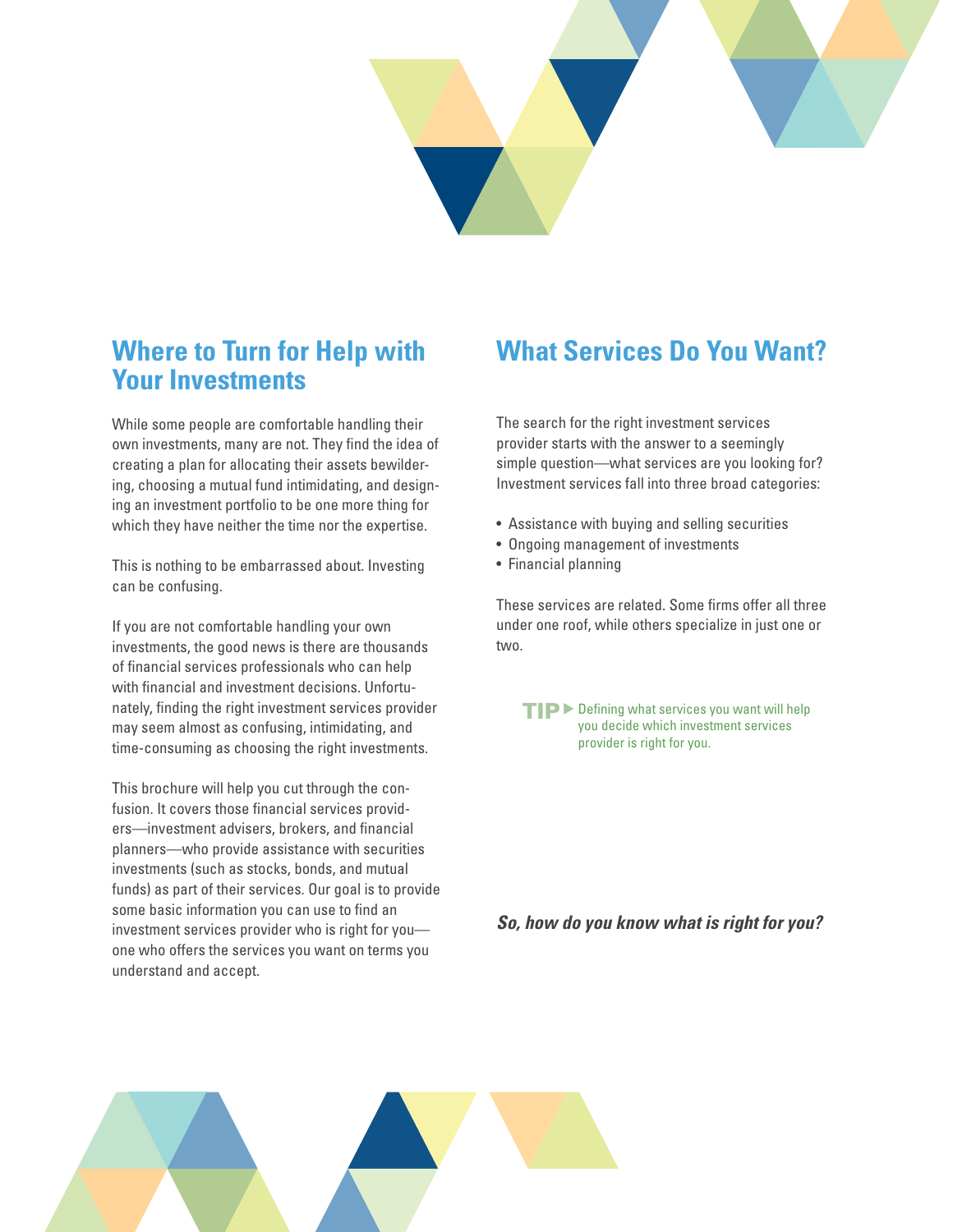## Where to Turn for Help with Your Investments

While some people are comfortable handling their own investments, many are not. They find the idea of creating a plan for allocating their assets bewildering, choosing a mutual fund intimidating, and designing an investment portfolio to be one more thing for which they have neither the time nor the expertise.

This is nothing to be embarrassed about. Investing can be confusing.

If you are not comfortable handling your own investments, the good news is there are thousands of financial services professionals who can help with financial and investment decisions. Unfortunately, finding the right investment services provider may seem almost as confusing, intimidating, and time-consuming as choosing the right investments.

This brochure will help you cut through the confusion. It covers those financial services providers—investment advisers, brokers, and financial planners—who provide assistance with securities investments (such as stocks, bonds, and mutual funds) as part of their services. Our goal is to provide some basic information you can use to find an investment services provider who is right for you—one who offers the services you want on terms you understand and accept.

## What Services Do You Want?

The search for the right investment services provider starts with the answer to a seemingly simple question—what services are you looking for? Investment services fall into three broad categories:

- Assistance with buying and selling securities
- Ongoing management of investments
- Financial planning

These services are related. Some firms offer all three under one roof, while others specialize in just one or two.

**TIP** ▶ Defining what services you want will help you decide which investment services provider is right for you.

***So, how do you know what is right for you?***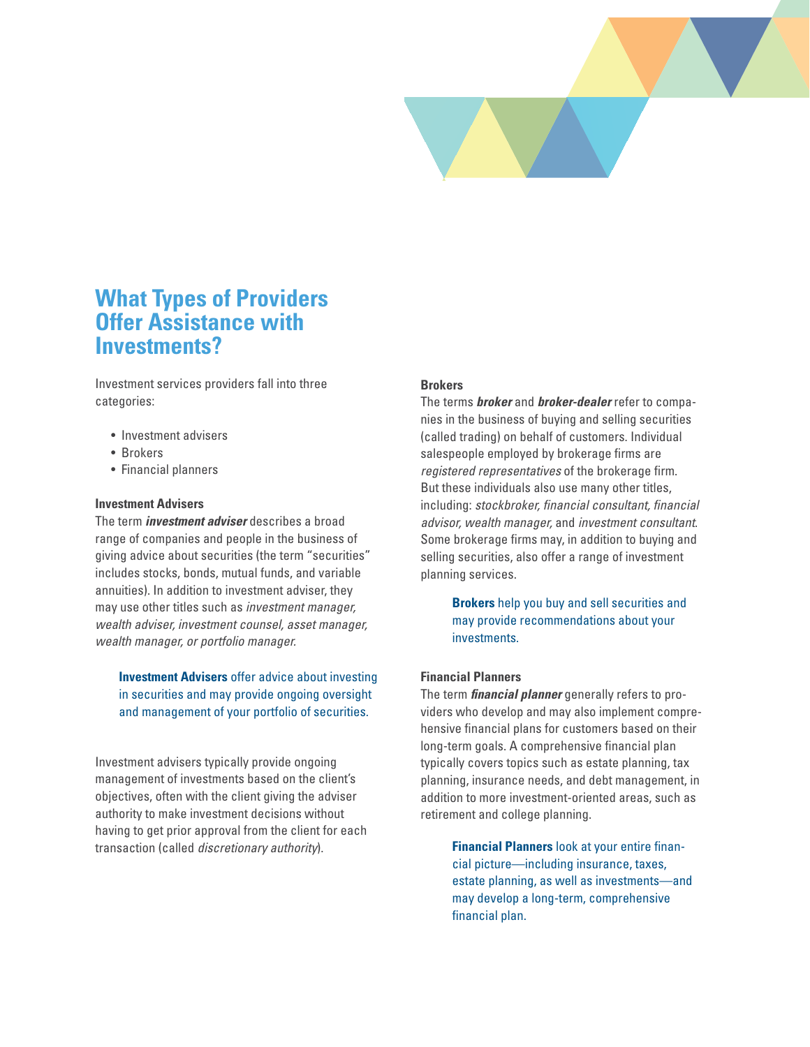## What Types of Providers Offer Assistance with Investments?

Investment services providers fall into three categories:

- Investment advisers
- Brokers
- Financial planners

### Investment Advisers

The term ***investment adviser*** describes a broad range of companies and people in the business of giving advice about securities (the term "securities" includes stocks, bonds, mutual funds, and variable annuities). In addition to investment adviser, they may use other titles such as *investment manager, wealth adviser, investment counsel, asset manager, wealth manager, or portfolio manager.*

> **Investment Advisers** offer advice about investing in securities and may provide ongoing oversight and management of your portfolio of securities.

Investment advisers typically provide ongoing management of investments based on the client's objectives, often with the client giving the adviser authority to make investment decisions without having to get prior approval from the client for each transaction (called *discretionary authority*).

### Brokers

The terms ***broker*** and ***broker-dealer*** refer to companies in the business of buying and selling securities (called trading) on behalf of customers. Individual salespeople employed by brokerage firms are *registered representatives* of the brokerage firm. But these individuals also use many other titles, including: *stockbroker, financial consultant, financial advisor, wealth manager,* and *investment consultant*. Some brokerage firms may, in addition to buying and selling securities, also offer a range of investment planning services.

> **Brokers** help you buy and sell securities and may provide recommendations about your investments.

### Financial Planners

The term ***financial planner*** generally refers to providers who develop and may also implement comprehensive financial plans for customers based on their long-term goals. A comprehensive financial plan typically covers topics such as estate planning, tax planning, insurance needs, and debt management, in addition to more investment-oriented areas, such as retirement and college planning.

> **Financial Planners** look at your entire financial picture—including insurance, taxes, estate planning, as well as investments—and may develop a long-term, comprehensive financial plan.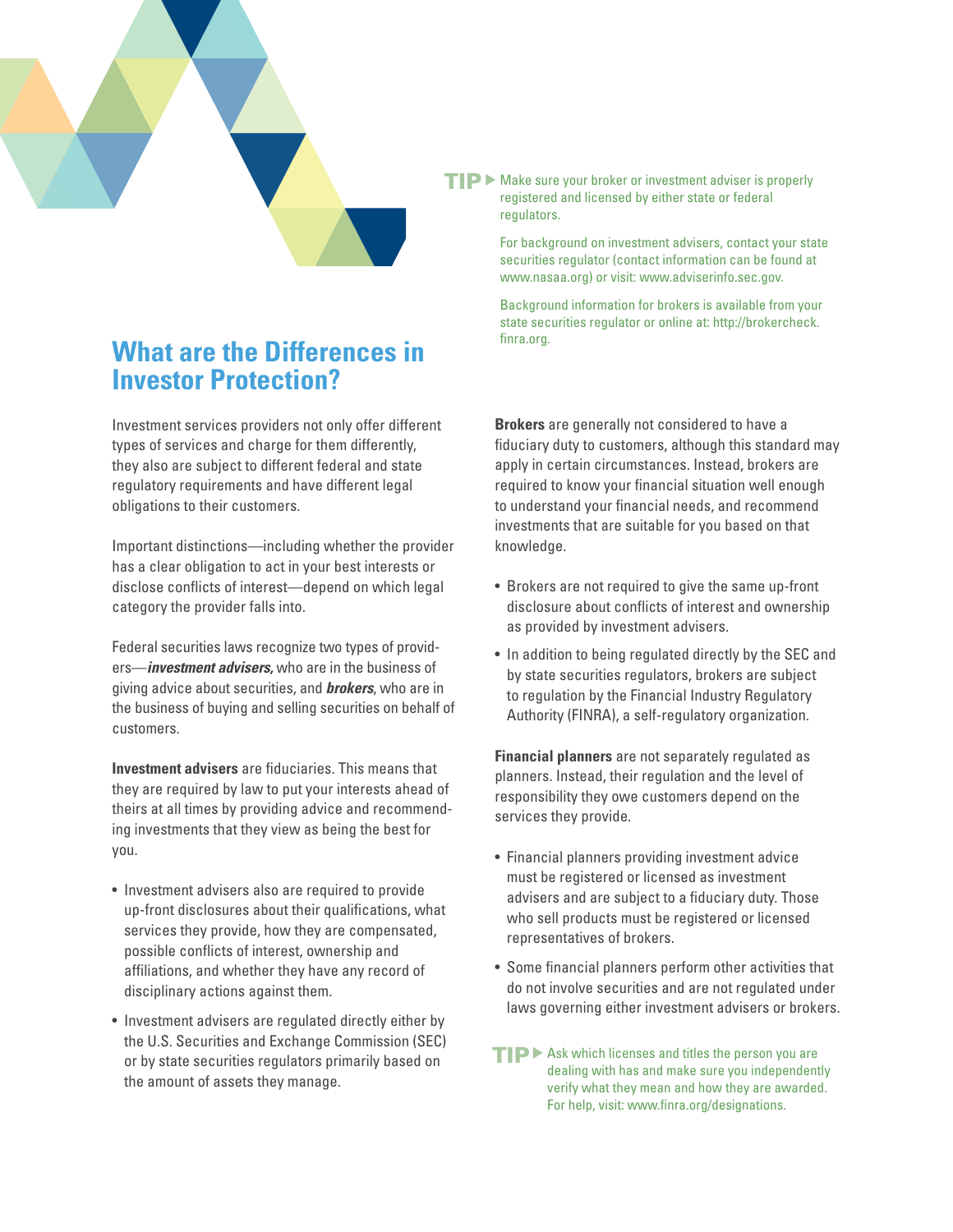**TIP** ▶ Make sure your broker or investment adviser is properly registered and licensed by either state or federal regulators.

For background on investment advisers, contact your state securities regulator (contact information can be found at www.nasaa.org) or visit: www.adviserinfo.sec.gov.

Background information for brokers is available from your state securities regulator or online at: http://brokercheck.finra.org.

## What are the Differences in Investor Protection?

Investment services providers not only offer different types of services and charge for them differently, they also are subject to different federal and state regulatory requirements and have different legal obligations to their customers.

Important distinctions—including whether the provider has a clear obligation to act in your best interests or disclose conflicts of interest—depend on which legal category the provider falls into.

Federal securities laws recognize two types of providers—***investment advisers,*** who are in the business of giving advice about securities, and ***brokers***, who are in the business of buying and selling securities on behalf of customers.

**Investment advisers** are fiduciaries. This means that they are required by law to put your interests ahead of theirs at all times by providing advice and recommending investments that they view as being the best for you.

- Investment advisers also are required to provide up-front disclosures about their qualifications, what services they provide, how they are compensated, possible conflicts of interest, ownership and affiliations, and whether they have any record of disciplinary actions against them.
- Investment advisers are regulated directly either by the U.S. Securities and Exchange Commission (SEC) or by state securities regulators primarily based on the amount of assets they manage.

**Brokers** are generally not considered to have a fiduciary duty to customers, although this standard may apply in certain circumstances. Instead, brokers are required to know your financial situation well enough to understand your financial needs, and recommend investments that are suitable for you based on that knowledge.

- Brokers are not required to give the same up-front disclosure about conflicts of interest and ownership as provided by investment advisers.
- In addition to being regulated directly by the SEC and by state securities regulators, brokers are subject to regulation by the Financial Industry Regulatory Authority (FINRA), a self-regulatory organization.

**Financial planners** are not separately regulated as planners. Instead, their regulation and the level of responsibility they owe customers depend on the services they provide.

- Financial planners providing investment advice must be registered or licensed as investment advisers and are subject to a fiduciary duty. Those who sell products must be registered or licensed representatives of brokers.
- Some financial planners perform other activities that do not involve securities and are not regulated under laws governing either investment advisers or brokers.

**TIP** ▶ Ask which licenses and titles the person you are dealing with has and make sure you independently verify what they mean and how they are awarded. For help, visit: www.finra.org/designations.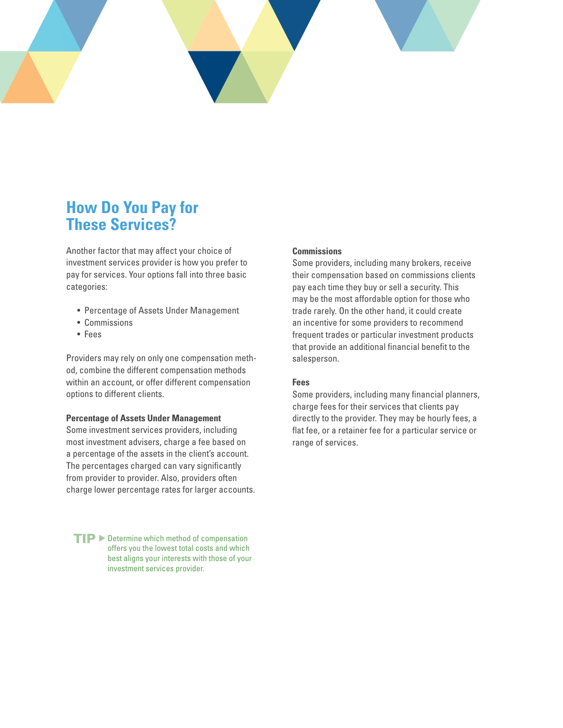## How Do You Pay for These Services?

Another factor that may affect your choice of investment services provider is how you prefer to pay for services. Your options fall into three basic categories:

- Percentage of Assets Under Management
- Commissions
- Fees

Providers may rely on only one compensation method, combine the different compensation methods within an account, or offer different compensation options to different clients.

**Percentage of Assets Under Management**
Some investment services providers, including most investment advisers, charge a fee based on a percentage of the assets in the client's account. The percentages charged can vary significantly from provider to provider. Also, providers often charge lower percentage rates for larger accounts.

**TIP** ▶ Determine which method of compensation offers you the lowest total costs and which best aligns your interests with those of your investment services provider.

**Commissions**
Some providers, including many brokers, receive their compensation based on commissions clients pay each time they buy or sell a security. This may be the most affordable option for those who trade rarely. On the other hand, it could create an incentive for some providers to recommend frequent trades or particular investment products that provide an additional financial benefit to the salesperson.

**Fees**
Some providers, including many financial planners, charge fees for their services that clients pay directly to the provider. They may be hourly fees, a flat fee, or a retainer fee for a particular service or range of services.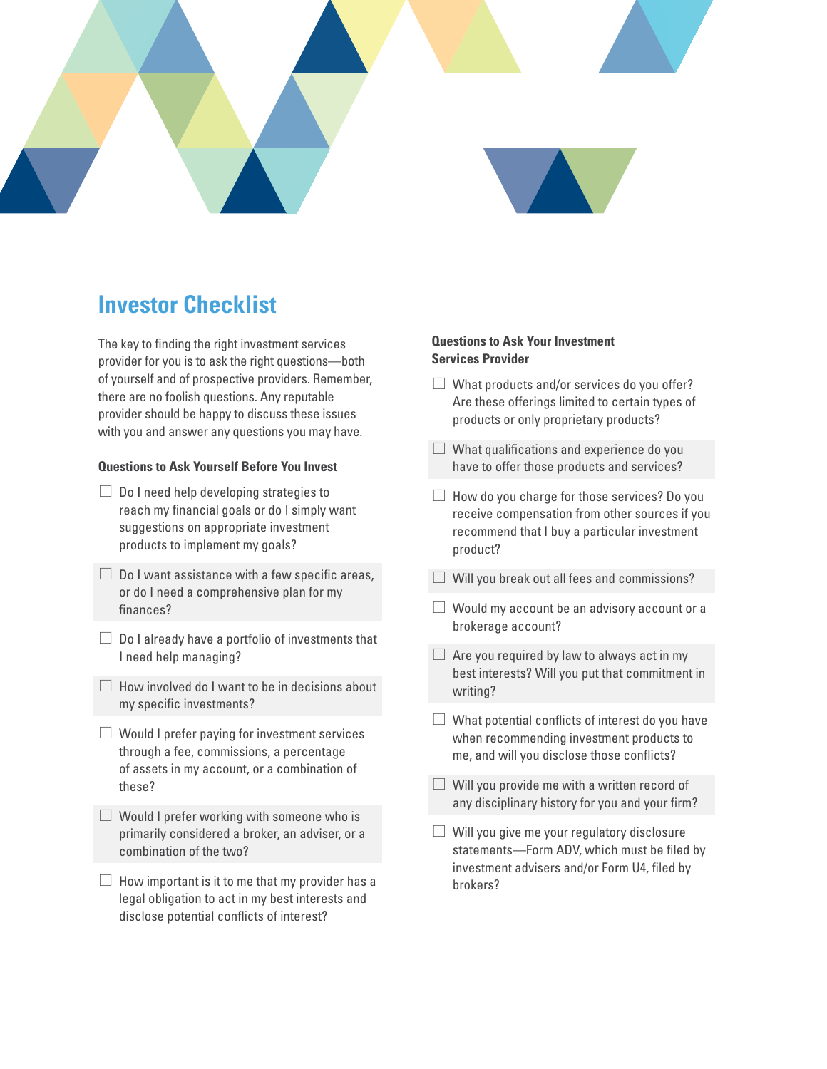# Investor Checklist

The key to finding the right investment services provider for you is to ask the right questions—both of yourself and of prospective providers. Remember, there are no foolish questions. Any reputable provider should be happy to discuss these issues with you and answer any questions you may have.

**Questions to Ask Yourself Before You Invest**

- [ ] Do I need help developing strategies to reach my financial goals or do I simply want suggestions on appropriate investment products to implement my goals?
- [ ] Do I want assistance with a few specific areas, or do I need a comprehensive plan for my finances?
- [ ] Do I already have a portfolio of investments that I need help managing?
- [ ] How involved do I want to be in decisions about my specific investments?
- [ ] Would I prefer paying for investment services through a fee, commissions, a percentage of assets in my account, or a combination of these?
- [ ] Would I prefer working with someone who is primarily considered a broker, an adviser, or a combination of the two?
- [ ] How important is it to me that my provider has a legal obligation to act in my best interests and disclose potential conflicts of interest?

**Questions to Ask Your Investment Services Provider**

- [ ] What products and/or services do you offer? Are these offerings limited to certain types of products or only proprietary products?
- [ ] What qualifications and experience do you have to offer those products and services?
- [ ] How do you charge for those services? Do you receive compensation from other sources if you recommend that I buy a particular investment product?
- [ ] Will you break out all fees and commissions?
- [ ] Would my account be an advisory account or a brokerage account?
- [ ] Are you required by law to always act in my best interests? Will you put that commitment in writing?
- [ ] What potential conflicts of interest do you have when recommending investment products to me, and will you disclose those conflicts?
- [ ] Will you provide me with a written record of any disciplinary history for you and your firm?
- [ ] Will you give me your regulatory disclosure statements—Form ADV, which must be filed by investment advisers and/or Form U4, filed by brokers?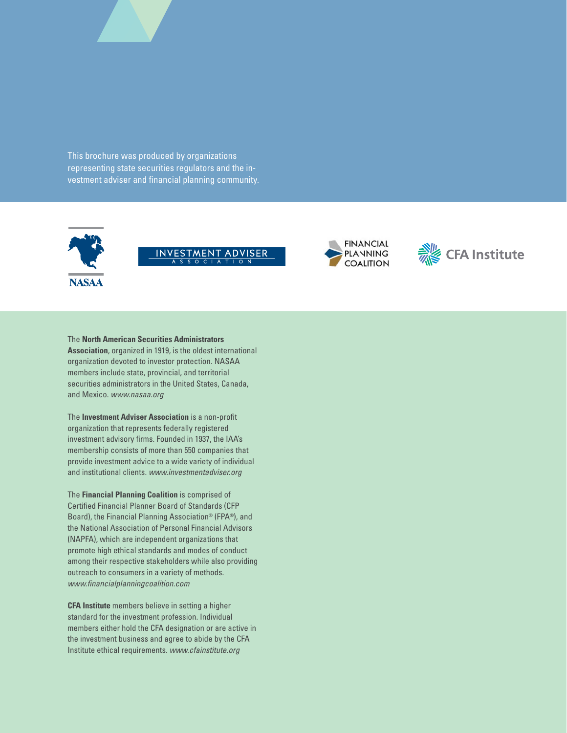This brochure was produced by organizations representing state securities regulators and the investment adviser and financial planning community.

NASAA

INVESTMENT ADVISER ASSOCIATION

FINANCIAL PLANNING COALITION

CFA Institute

The **North American Securities Administrators Association**, organized in 1919, is the oldest international organization devoted to investor protection. NASAA members include state, provincial, and territorial securities administrators in the United States, Canada, and Mexico. *www.nasaa.org*

The **Investment Adviser Association** is a non-profit organization that represents federally registered investment advisory firms. Founded in 1937, the IAA's membership consists of more than 550 companies that provide investment advice to a wide variety of individual and institutional clients. *www.investmentadviser.org*

The **Financial Planning Coalition** is comprised of Certified Financial Planner Board of Standards (CFP Board), the Financial Planning Association® (FPA®), and the National Association of Personal Financial Advisors (NAPFA), which are independent organizations that promote high ethical standards and modes of conduct among their respective stakeholders while also providing outreach to consumers in a variety of methods. *www.financialplanningcoalition.com*

**CFA Institute** members believe in setting a higher standard for the investment profession. Individual members either hold the CFA designation or are active in the investment business and agree to abide by the CFA Institute ethical requirements. *www.cfainstitute.org*